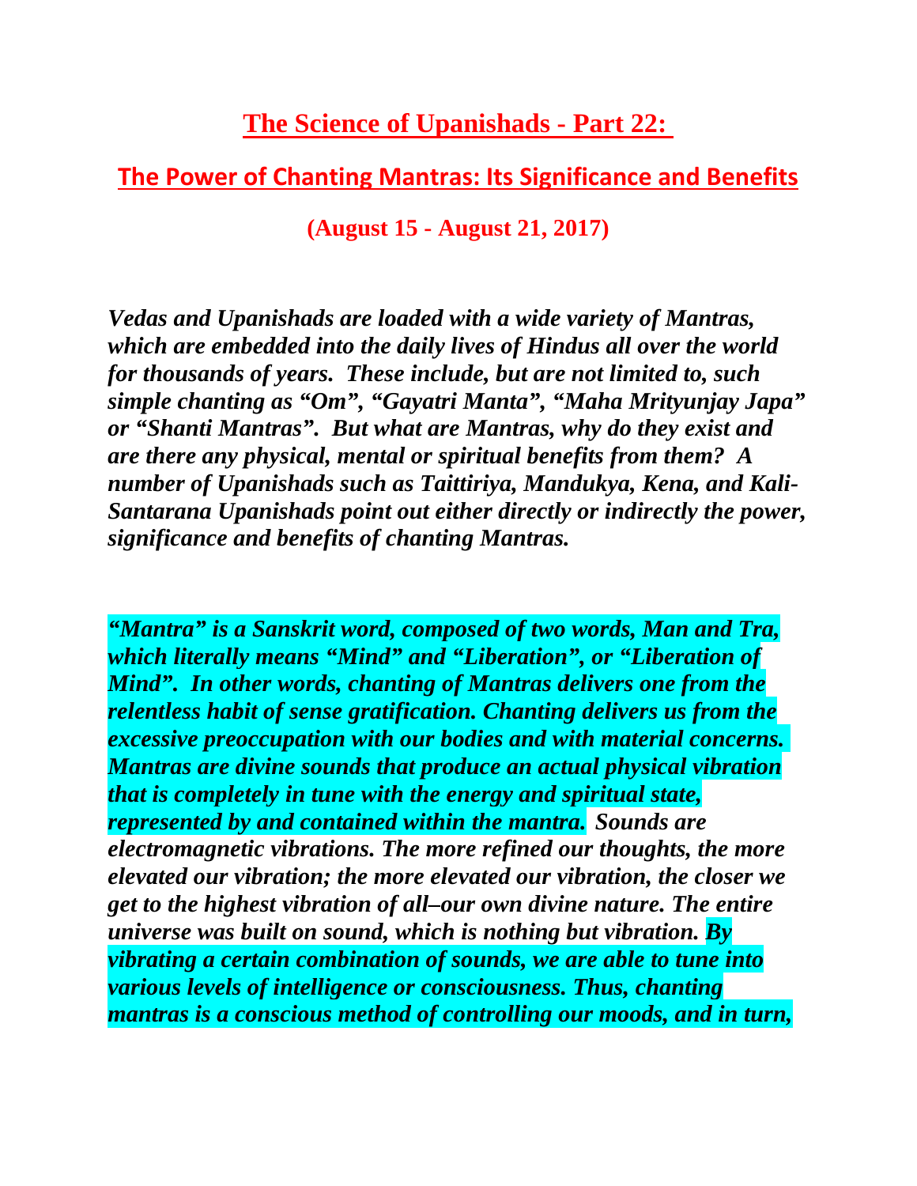# The Science of Upanishads - Part 22:

## The Power of Chanting Mantras: Its Significance and Benefits

**(August 15 - August 21, 2017)**

***Vedas and Upanishads are loaded with a wide variety of Mantras, which are embedded into the daily lives of Hindus all over the world for thousands of years. These include, but are not limited to, such simple chanting as "Om", "Gayatri Manta", "Maha Mrityunjay Japa" or "Shanti Mantras". But what are Mantras, why do they exist and are there any physical, mental or spiritual benefits from them? A number of Upanishads such as Taittiriya, Mandukya, Kena, and Kali-Santarana Upanishads point out either directly or indirectly the power, significance and benefits of chanting Mantras.***

***"Mantra" is a Sanskrit word, composed of two words, Man and Tra, which literally means "Mind" and "Liberation", or "Liberation of Mind". In other words, chanting of Mantras delivers one from the relentless habit of sense gratification. Chanting delivers us from the excessive preoccupation with our bodies and with material concerns. Mantras are divine sounds that produce an actual physical vibration that is completely in tune with the energy and spiritual state, represented by and contained within the mantra. Sounds are electromagnetic vibrations. The more refined our thoughts, the more elevated our vibration; the more elevated our vibration, the closer we get to the highest vibration of all–our own divine nature. The entire universe was built on sound, which is nothing but vibration. By vibrating a certain combination of sounds, we are able to tune into various levels of intelligence or consciousness. Thus, chanting mantras is a conscious method of controlling our moods, and in turn,***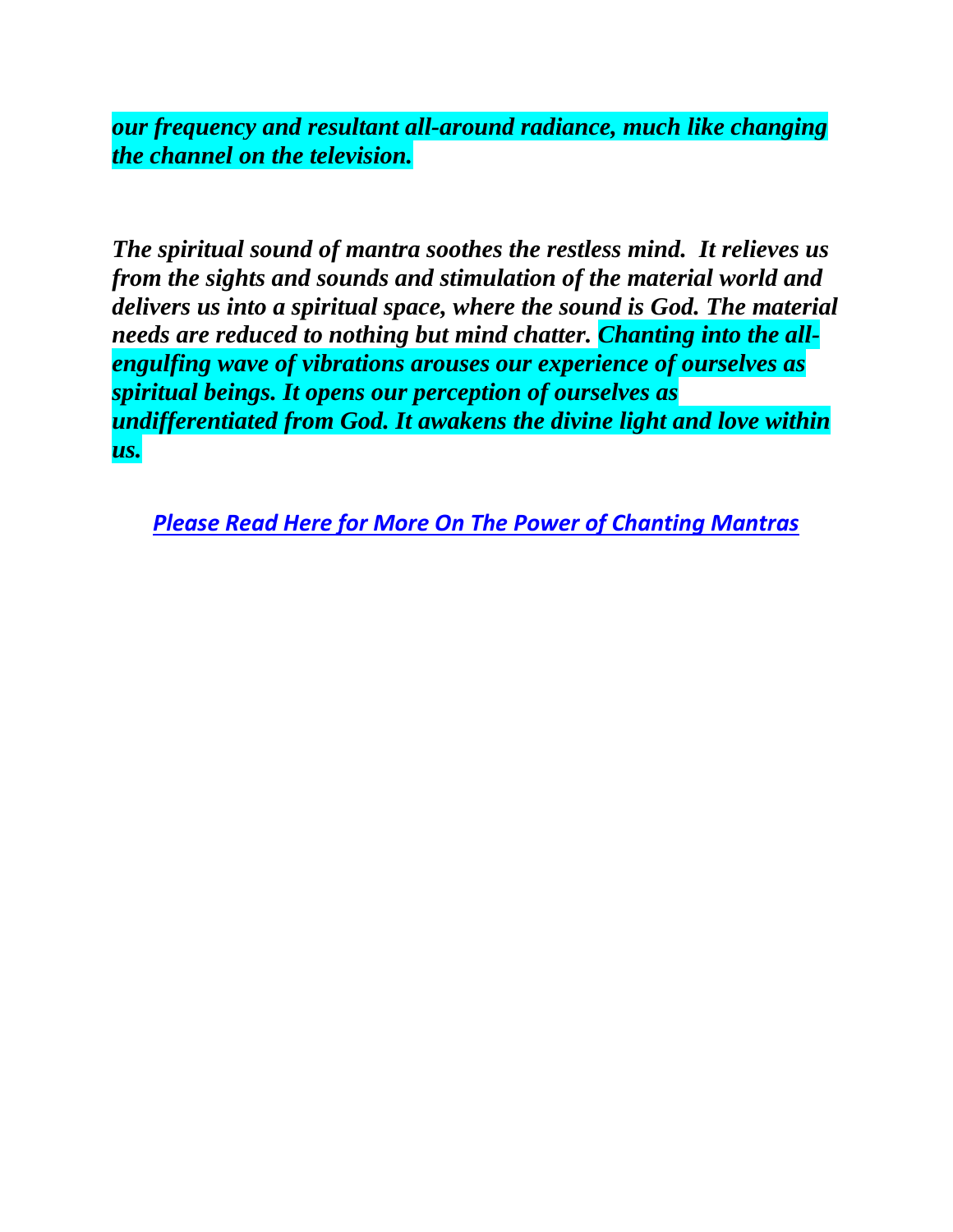***our frequency and resultant all-around radiance, much like changing the channel on the television.***

***The spiritual sound of mantra soothes the restless mind. It relieves us from the sights and sounds and stimulation of the material world and delivers us into a spiritual space, where the sound is God. The material needs are reduced to nothing but mind chatter. Chanting into the all-engulfing wave of vibrations arouses our experience of ourselves as spiritual beings. It opens our perception of ourselves as undifferentiated from God. It awakens the divine light and love within us.***

***Please Read Here for More On The Power of Chanting Mantras***